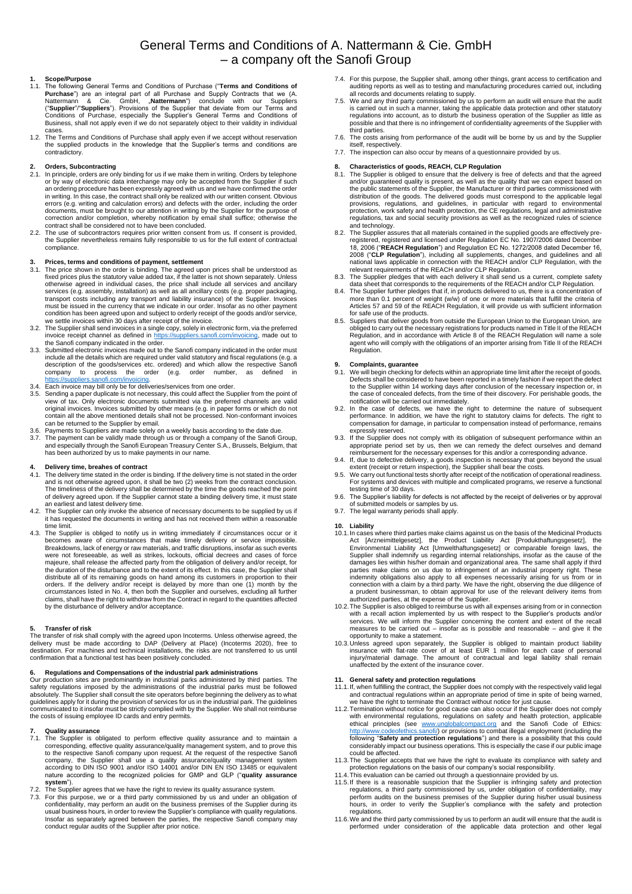# General Terms and Conditions of A. Nattermann & Cie. GmbH – a company oft the Sanofi Group

## 1. Scope/Purpose

1.1. The following General Terms and Conditions of Purchase ("**Terms and Conditions of Purchase**") are an integral part of all Purchase and Supply Contracts that we (A. Nattermann & Cie. GmbH, „**Nattermann**") conclude with our Suppliers ("**Supplier**"/"**Suppliers**"). Provisions of the Supplier that deviate from our Terms and Conditions of Purchase, especially the Supplier's General Terms and Conditions of Business, shall not apply even if we do not separately object to their validity in individual cases.

1.2. The Terms and Conditions of Purchase shall apply even if we accept without reservation the supplied products in the knowledge that the Supplier's terms and conditions are contradictory.

## 2. Orders, Subcontracting

2.1. In principle, orders are only binding for us if we make them in writing. Orders by telephone or by way of electronic data interchange may only be accepted from the Supplier if such an ordering procedure has been expressly agreed with us and we have confirmed the order in writing. In this case, the contract shall only be realized with our written consent. Obvious errors (e.g. writing and calculation errors) and defects with the order, including the order documents, must be brought to our attention in writing by the Supplier for the purpose of correction and/or completion, whereby notification by email shall suffice; otherwise the contract shall be considered not to have been concluded.

2.2. The use of subcontractors requires prior written consent from us. If consent is provided, the Supplier nevertheless remains fully responsible to us for the full extent of contractual compliance.

## 3. Prices, terms and conditions of payment, settlement

3.1. The price shown in the order is binding. The agreed upon prices shall be understood as fixed prices plus the statutory value added tax, if the latter is not shown separately. Unless otherwise agreed in individual cases, the price shall include all services and ancillary services (e.g. assembly, installation) as well as all ancillary costs (e.g. proper packaging, transport costs including any transport and liability insurance) of the Supplier. Invoices must be issued in the currency that we indicate in our order. Insofar as no other payment condition has been agreed upon and subject to orderly receipt of the goods and/or service, we settle invoices within 30 days after receipt of the invoice.

3.2. The Supplier shall send invoices in a single copy, solely in electronic form, via the preferred invoice receipt channel as defined in https://suppliers.sanofi.com/invoicing, made out to the Sanofi company indicated in the order.

3.3. Submitted electronic invoices made out to the Sanofi company indicated in the order must include all the details which are required under valid statutory and fiscal regulations (e.g. a description of the goods/services etc. ordered) and which allow the respective Sanofi company to process the order (e.g. order number, as defined in https://suppliers.sanofi.com/invoicing.

3.4. Each invoice may bill only be for deliveries/services from one order.

3.5. Sending a paper duplicate is not necessary, this could affect the Supplier from the point of view of tax. Only electronic documents submitted via the preferred channels are valid original invoices. Invoices submitted by other means (e.g. in paper forms or which do not contain all the above mentioned details shall not be processed. Non-conformant invoices can be returned to the Supplier by email.

3.6. Payments to Suppliers are made solely on a weekly basis according to the date due.

3.7. The payment can be validly made through us or through a company of the Sanofi Group, and especially through the Sanofi European Treasury Center S.A., Brussels, Belgium, that has been authorized by us to make payments in our name.

## 4. Delivery time, breahes of contract

4.1. The delivery time stated in the order is binding. If the delivery time is not stated in the order and is not otherwise agreed upon, it shall be two (2) weeks from the contract conclusion. The timeliness of the delivery shall be determined by the time the goods reached the point of delivery agreed upon. If the Supplier cannot state a binding delivery time, it must state an earliest and latest delivery time.

4.2. The Supplier can only invoke the absence of necessary documents to be supplied by us if it has requested the documents in writing and has not received them within a reasonable time limit.

4.3. The Supplier is obliged to notify us in writing immediately if circumstances occur or it becomes aware of circumstances that make timely delivery or service impossible. Breakdowns, lack of energy or raw materials, and traffic disruptions, insofar as such events were not foreseeable, as well as strikes, lockouts, official decrees and cases of force majeure, shall release the affected party from the obligation of delivery and/or receipt, for the duration of the disturbance and to the extent of its effect. In this case, the Supplier shall distribute all of its remaining goods on hand among its customers in proportion to their orders. If the delivery and/or receipt is delayed by more than one (1) month by the circumstances listed in No. 4, then both the Supplier and ourselves, excluding all further claims, shall have the right to withdraw from the Contract in regard to the quantities affected by the disturbance of delivery and/or acceptance.

## 5. Transfer of risk

The transfer of risk shall comply with the agreed upon Incoterms. Unless otherwise agreed, the delivery must be made according to DAP (Delivery at Place) (Incoterms 2020), free to destination. For machines and technical installations, the risks are not transferred to us until confirmation that a functional test has been positively concluded.

## 6. Regulations and Compensations of the industrial park administrations

Our production sites are predominantly in industrial parks administered by third parties. The safety regulations imposed by the administrations of the industrial parks must be followed absolutely. The Supplier shall consult the site operators before beginning the delivery as to what guidelines apply for it during the provision of services for us in the industrial park. The guidelines communicated to it insofar must be strictly complied with by the Supplier. We shall not reimburse the costs of issuing employee ID cards and entry permits.

## 7. Quality assurance

7.1. The Supplier is obligated to perform effective quality assurance and to maintain a corresponding, effective quality assurance/quality management system, and to prove this to the respective Sanofi company upon request. At the request of the respective Sanofi company, the Supplier shall use a quality assurance/quality management system according to DIN ISO 9001 and/or ISO 14001 and/or DIN EN ISO 13485 or equivalent nature according to the recognized policies for GMP and GLP ("**quality assurance system**").

7.2. The Supplier agrees that we have the right to review its quality assurance system.

7.3. For this purpose, we or a third party commissioned by us and under an obligation of confidentiality, may perform an audit on the business premises of the Supplier during its usual business hours, in order to review the Supplier's compliance with quality regulations. Insofar as separately agreed between the parties, the respective Sanofi company may conduct regular audits of the Supplier after prior notice.

7.4. For this purpose, the Supplier shall, among other things, grant access to certification and auditing reports as well as to testing and manufacturing procedures carried out, including all records and documents relating to supply.

7.5. We and any third party commissioned by us to perform an audit will ensure that the audit is carried out in such a manner, taking the applicable data protection and other statutory regulations into account, as to disturb the business operation of the Supplier as little as possible and that there is no infringement of confidentiality agreements of the Supplier with third parties.

7.6. The costs arising from performance of the audit will be borne by us and by the Supplier itself, respectively.

7.7. The inspection can also occur by means of a questionnaire provided by us.

## 8. Characteristics of goods, REACH, CLP Regulation

8.1. The Supplier is obliged to ensure that the delivery is free of defects and that the agreed and/or guaranteed quality is present, as well as the quality that we can expect based on the public statements of the Supplier, the Manufacturer or third parties commissioned with distribution of the goods. The delivered goods must correspond to the applicable legal provisions, regulations, and guidelines, in particular with regard to environmental protection, work safety and health protection, the CE regulations, legal and administrative regulations, tax and social security provisions as well as the recognized rules of science and technology.

8.2. The Supplier assures that all materials contained in the supplied goods are effectively pre-registered, registered and licensed under Regulation EC No. 1907/2006 dated December 18, 2006 ("**REACH Regulation**") and Regulation EC No. 1272/2008 dated December 16, 2008 ("**CLP Regulation**"), including all supplements, changes, and guidelines and all national laws applicable in connection with the REACH and/or CLP Regulation, with the relevant requirements of the REACH and/or CLP Regulation.

8.3. The Supplier pledges that with each delivery it shall send us a current, complete safety data sheet that corresponds to the requirements of the REACH and/or CLP Regulation.

8.4. The Supplier further pledges that if, in products delivered to us, there is a concentration of more than 0.1 percent of weight (w/w) of one or more materials that fulfill the criteria of Articles 57 and 59 of the REACH Regulation, it will provide us with sufficient information for safe use of the products.

8.5. Suppliers that deliver goods from outside the European Union to the European Union, are obliged to carry out the necessary registrations for products named in Title II of the REACH Regulation, and in accordance with Article 8 of the REACH Regulation will name a sole agent who will comply with the obligations of an importer arising from Title II of the REACH Regulation.

## 9. Complaints, guarantee

9.1. We will begin checking for defects within an appropriate time limit after the receipt of goods. Defects shall be considered to have been reported in a timely fashion if we report the defect to the Supplier within 14 working days after conclusion of the necessary inspection or, in the case of concealed defects, from the time of their discovery. For perishable goods, the notification will be carried out immediately.

9.2. In the case of defects, we have the right to determine the nature of subsequent performance. In addition, we have the right to statutory claims for defects. The right to compensation for damage, in particular to compensation instead of performance, remains expressly reserved.

9.3. If the Supplier does not comply with its obligation of subsequent performance within an appropriate period set by us, then we can remedy the defect ourselves and demand reimbursement for the necessary expenses for this and/or a corresponding advance.

9.4. If, due to defective delivery, a goods inspection is necessary that goes beyond the usual extent (receipt or return inspection), the Supplier shall bear the costs.

9.5. We carry out functional tests shortly after receipt of the notification of operational readiness. For systems and devices with multiple and complicated programs, we reserve a functional testing time of 30 days.

9.6. The Supplier's liability for defects is not affected by the receipt of deliveries or by approval of submitted models or samples by us.

9.7. The legal warranty periods shall apply.

## 10. Liability

10.1. In cases where third parties make claims against us on the basis of the Medicinal Products Act [Arzneimittelgesetz], the Product Liability Act [Produkthaftungsgesetz], the Environmental Liability Act [Umwelthaftungsgesetz] or comparable foreign laws, the Supplier shall indemnify us regarding internal relationships, insofar as the cause of the damages lies within his/her domain and organizational area. The same shall apply if third parties make claims on us due to infringement of an industrial property right. These indemnity obligations also apply to all expenses necessarily arising for us from or in connection with a claim by a third party. We have the right, observing the due diligence of a prudent businessman, to obtain approval for use of the relevant delivery items from authorized parties, at the expense of the Supplier.

10.2. The Supplier is also obliged to reimburse us with all expenses arising from or in connection with a recall action implemented by us with respect to the Supplier's products and/or services. We will inform the Supplier concerning the content and extent of the recall measures to be carried out – insofar as is possible and reasonable – and give it the opportunity to make a statement.

10.3. Unless agreed upon separately, the Supplier is obliged to maintain product liability insurance with flat-rate cover of at least EUR 1 million for each case of personal injury/material damage. The amount of contractual and legal liability shall remain unaffected by the extent of the insurance cover.

## 11. General safety and protection regulations

11.1. If, when fulfilling the contract, the Supplier does not comply with the respectively valid legal and contractual regulations within an appropriate period of time in spite of being warned, we have the right to terminate the Contract without notice for just cause.

11.2. Termination without notice for good cause can also occur if the Supplier does not comply with environmental regulations, regulations on safety and health protection, applicable ethical principles (see www.unglobalcompact.org and the Sanofi Code of Ethics: http://www.codeofethics.sanofi/) or provisions to combat illegal employment (including the following "**Safety and protection regulations**") and there is a possibility that this could considerably impact our business operations. This is especially the case if our public image could be affected.

11.3. The Supplier accepts that we have the right to evaluate its compliance with safety and protection regulations on the basis of our company's social responsibility.

11.4. This evaluation can be carried out through a questionnaire provided by us.

11.5. If there is a reasonable suspicion that the Supplier is infringing safety and protection regulations, a third party commissioned by us, under obligation of confidentiality, may perform audits on the business premises of the Supplier during his/her usual business hours, in order to verify the Supplier's compliance with the safety and protection regulations.

11.6. We and the third party commissioned by us to perform an audit will ensure that the audit is performed under consideration of the applicable data protection and other legal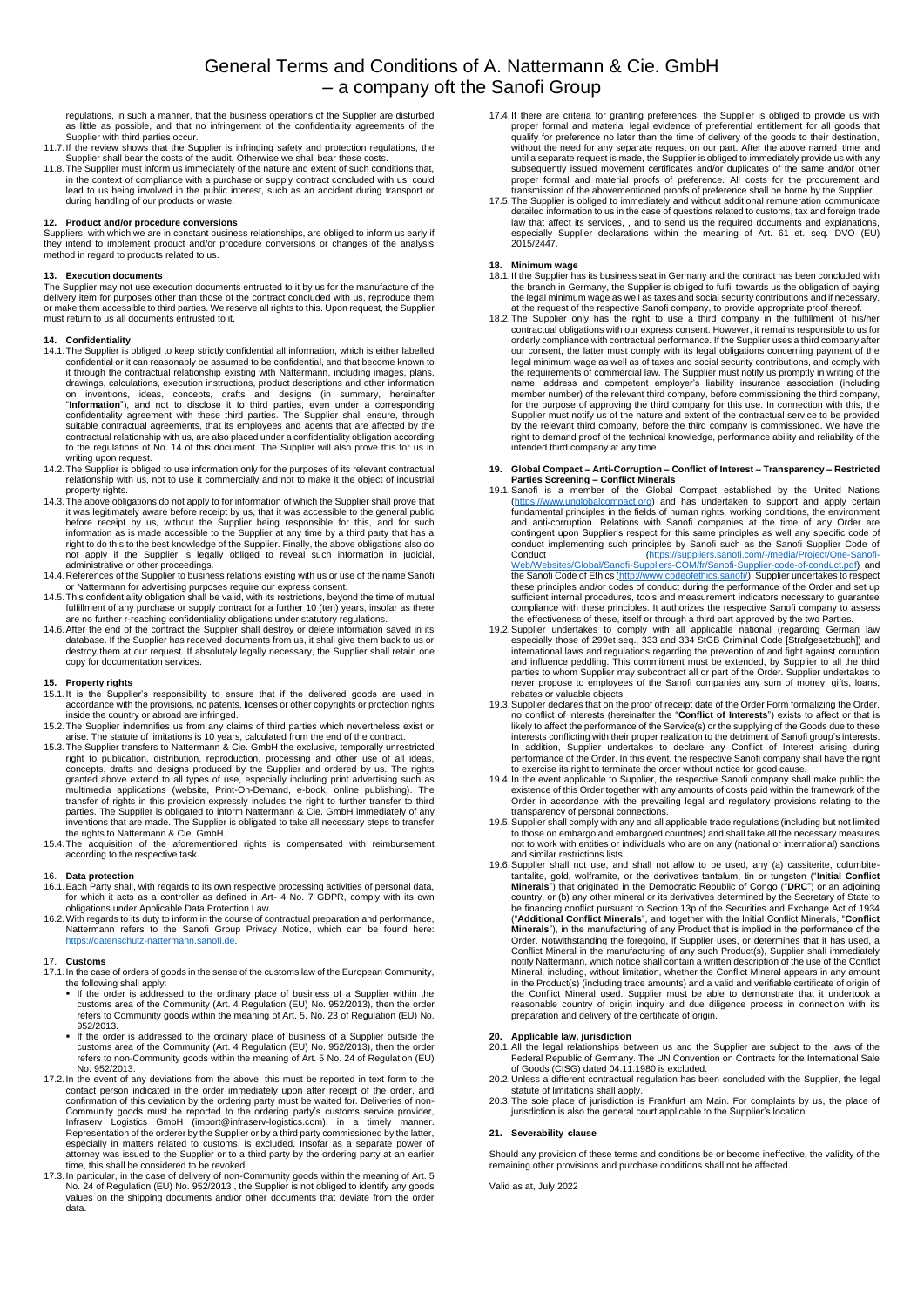# General Terms and Conditions of A. Nattermann & Cie. GmbH – a company oft the Sanofi Group

regulations, in such a manner, that the business operations of the Supplier are disturbed as little as possible, and that no infringement of the confidentiality agreements of the Supplier with third parties occur.

11.7. If the review shows that the Supplier is infringing safety and protection regulations, the Supplier shall bear the costs of the audit. Otherwise we shall bear these costs.

11.8. The Supplier must inform us immediately of the nature and extent of such conditions that, in the context of compliance with a purchase or supply contract concluded with us, could lead to us being involved in the public interest, such as an accident during transport or during handling of our products or waste.

## 12. Product and/or procedure conversions

Suppliers, with which we are in constant business relationships, are obliged to inform us early if they intend to implement product and/or procedure conversions or changes of the analysis method in regard to products related to us.

## 13. Execution documents

The Supplier may not use execution documents entrusted to it by us for the manufacture of the delivery item for purposes other than those of the contract concluded with us, reproduce them or make them accessible to third parties. We reserve all rights to this. Upon request, the Supplier must return to us all documents entrusted to it.

## 14. Confidentiality

14.1. The Supplier is obliged to keep strictly confidential all information, which is either labelled confidential or it can reasonably be assumed to be confidential, and that become known to it through the contractual relationship existing with Nattermann, including images, plans, drawings, calculations, execution instructions, product descriptions and other information on inventions, ideas, concepts, drafts and designs (in summary, hereinafter "**Information**"), and not to disclose it to third parties, even under a corresponding confidentiality agreement with these third parties. The Supplier shall ensure, through suitable contractual agreements, that its employees and agents that are affected by the contractual relationship with us, are also placed under a confidentiality obligation according to the regulations of No. 14 of this document. The Supplier will also prove this for us in writing upon request.

14.2. The Supplier is obliged to use information only for the purposes of its relevant contractual relationship with us, not to use it commercially and not to make it the object of industrial property rights.

14.3. The above obligations do not apply to for information of which the Supplier shall prove that it was legitimately aware before receipt by us, that it was accessible to the general public before receipt by us, without the Supplier being responsible for this, and for such information as is made accessible to the Supplier at any time by a third party that has a right to do this to the best knowledge of the Supplier. Finally, the above obligations also do not apply if the Supplier is legally obliged to reveal such information in judicial, administrative or other proceedings.

14.4. References of the Supplier to business relations existing with us or use of the name Sanofi or Nattermann for advertising purposes require our express consent.

14.5. This confidentiality obligation shall be valid, with its restrictions, beyond the time of mutual fulfillment of any purchase or supply contract for a further 10 (ten) years, insofar as there are no further r-reaching confidentiality obligations under statutory regulations.

14.6. After the end of the contract the Supplier shall destroy or delete information saved in its database. If the Supplier has received documents from us, it shall give them back to us or destroy them at our request. If absolutely necessary, the Supplier shall retain one copy for documentation services.

## 15. Property rights

15.1. It is the Supplier's responsibility to ensure that if the delivered goods are used in accordance with the provisions, no patents, licenses or other copyrights or protection rights inside the country or abroad are infringed.

15.2. The Supplier indemnifies us from any claims of third parties which nevertheless exist or arise. The statute of limitations is 10 years, calculated from the end of the contract.

15.3. The Supplier transfers to Nattermann & Cie. GmbH the exclusive, temporally unrestricted right to publication, distribution, reproduction, processing and other use of all ideas, concepts, drafts and designs produced by the Supplier and ordered by us. The rights granted above extend to all types of use, especially including print advertising such as multimedia applications (website, Print-On-Demand, e-book, online publishing). The transfer of rights in this provision expressly includes the right to further transfer to third parties. The Supplier is obligated to inform Nattermann & Cie. GmbH immediately of any inventions that are made. The Supplier is obligated to take all necessary steps to transfer the rights to Nattermann & Cie. GmbH.

15.4. The acquisition of the aforementioned rights is compensated with reimbursement according to the respective task.

## 16. Data protection

16.1. Each Party shall, with regards to its own respective processing activities of personal data, for which it acts as a controller as defined in Art- 4 No. 7 GDPR, comply with its own obligations under Applicable Data Protection Law.

16.2. With regards to its duty to inform in the course of contractual preparation and performance, Nattermann refers to the Sanofi Group Privacy Notice, which can be found here: https://datenschutz-nattermann.sanofi.de.

## 17. Customs

17.1. In the case of orders of goods in the sense of the customs law of the European Community, the following shall apply:

- If the order is addressed to the ordinary place of business of a Supplier within the customs area of the Community (Art. 4 Regulation (EU) No. 952/2013), then the order refers to Community goods within the meaning of Art. 5. No. 23 of Regulation (EU) No. 952/2013.
- If the order is addressed to the ordinary place of business of a Supplier outside the customs area of the Community (Art. 4 Regulation (EU) No. 952/2013), then the order refers to non-Community goods within the meaning of Art. 5 No. 24 of Regulation (EU) No. 952/2013.

17.2. In the event of any deviations from the above, this must be reported in text form to the contact person indicated in the order immediately upon after receipt of the order, and confirmation of this deviation by the ordering party must be waited for. Deliveries of non-Community goods must be reported to the ordering party's customs service provider, Infraserv Logistics GmbH (import@infraserv-logistics.com), in a timely manner. Representation of the orderer by the Supplier or by a third party commissioned by the latter, especially in matters related to customs, is excluded. Insofar as a separate power of attorney was issued to the Supplier or to a third party by the ordering party at an earlier time, this shall be considered to be revoked.

17.3. In particular, in the case of delivery of non-Community goods within the meaning of Art. 5 No. 24 of Regulation (EU) No. 952/2013 , the Supplier is not obliged to identify any goods values on the shipping documents and/or other documents that deviate from the order data.

17.4. If there are criteria for granting preferences, the Supplier is obliged to provide us with proper formal and material legal evidence of preferential entitlement for all goods that qualify for preference no later than the time of delivery of the goods to their destination, without the need for any separate request on our part. After the above named time and until a separate request is made, the Supplier is obliged to immediately provide us with any subsequently issued movement certificates and/or duplicates of the same and/or other proper formal and material proofs of preference. All costs for the procurement and transmission of the abovementioned proofs of preference shall be borne by the Supplier.

17.5. The Supplier is obliged to immediately and without additional remuneration communicate detailed information to us in the case of questions related to customs, tax and foreign trade law that affect its services, , and to send us the required documents and explanations, especially Supplier declarations within the meaning of Art. 61 et. seq. DVO (EU) 2015/2447.

## 18. Minimum wage

18.1. If the Supplier has its business seat in Germany and the contract has been concluded with the branch in Germany, the Supplier is obliged to fulfil towards us the obligation of paying the legal minimum wage as well as taxes and social security contributions and if necessary, at the request of the respective Sanofi company, to provide appropriate proof thereof.

18.2. The Supplier only has the right to use a third company in the fulfillment of his/her contractual obligations with our express consent. However, it remains responsible to us for orderly compliance with contractual performance. If the Supplier uses a third company after our consent, the latter must comply with its legal obligations concerning payment of the legal minimum wage as well as of taxes and social security contributions, and comply with the requirements of commercial law. The Supplier must notify us promptly in writing of the name, address and competent employer's liability insurance association (including member number) of the relevant third company, before commissioning the third company, for the purpose of approving the third company for this use. In connection with this, the Supplier must notify us of the nature and extent of the contractual service to be provided by the relevant third company, before the third company is commissioned. We have the right to demand proof of the technical knowledge, performance ability and reliability of the intended third company at any time.

## 19. Global Compact – Anti-Corruption – Conflict of Interest – Transparency – Restricted Parties Screening – Conflict Minerals

19.1. Sanofi is a member of the Global Compact established by the United Nations (https://www.unglobalcompact.org) and has undertaken to support and apply certain fundamental principles in the fields of human rights, working conditions, the environment and anti-corruption. Relations with Sanofi companies at the time of any Order are contingent upon Supplier's respect for this same principles as well any specific code of conduct implementing such principles by Sanofi such as the Sanofi Supplier Code of Conduct (https://suppliers.sanofi.com/-/media/Project/One-Sanofi-Web/Websites/Global/Sanofi-Suppliers-COM/fr/Sanofi-Supplier-code-of-conduct.pdf) and the Sanofi Code of Ethics (http://www.codeofethics.sanofi/). Supplier undertakes to respect these principles and/or codes of conduct during the performance of the Order and set up sufficient internal procedures, tools and measurement indicators necessary to guarantee compliance with these principles. It authorizes the respective Sanofi company to assess the effectiveness of these, itself or through a third part approved by the two Parties.

19.2. Supplier undertakes to comply with all applicable national (regarding German law especially those of 299et seq., 333 and 334 StGB Criminal Code [Strafgesetzbuch]) and international laws and regulations regarding the prevention of and fight against corruption and influence peddling. This commitment must be extended, by Supplier to all the third parties to whom Supplier may subcontract all or part of the Order. Supplier undertakes to never propose to employees of the Sanofi companies any sum of money, gifts, loans, rebates or valuable objects.

19.3. Supplier declares that on the proof of receipt date of the Order Form formalizing the Order, no conflict of interests (hereinafter the "**Conflict of Interests**") exists to affect or that is likely to affect the performance of the Service(s) or the supplying of the Goods due to these interests conflicting with their proper realization to the detriment of Sanofi group's interests. In addition, Supplier undertakes to declare any Conflict of Interest arising during performance of the Order. In this event, the respective Sanofi company shall have the right to exercise its right to terminate the order without notice for good cause.

19.4. In the event applicable to Supplier, the respective Sanofi company shall make public the existence of this Order together with any amounts of costs paid within the framework of the Order in accordance with the prevailing legal and regulatory provisions relating to the transparency of personal connections.

19.5. Supplier shall comply with any and all applicable trade regulations (including but not limited to those on embargo and embargoed countries) and shall take all the necessary measures not to work with entities or individuals who are on any (national or international) sanctions and similar restrictions lists.

19.6. Supplier shall not use, and shall not allow to be used, any (a) cassiterite, columbite-tantalite, gold, wolframite, or the derivatives tantalum, tin or tungsten ("**Initial Conflict Minerals**") that originated in the Democratic Republic of Congo ("**DRC**") or an adjoining country, or (b) any other mineral or its derivatives determined by the Secretary of State to be financing conflict pursuant to Section 13p of the Securities and Exchange Act of 1934 ("**Additional Conflict Minerals**", and together with the Initial Conflict Minerals, "**Conflict Minerals**"), in the manufacturing of any Product that is implied in the performance of the Order. Notwithstanding the foregoing, if Supplier uses, or determines that it has used, a Conflict Mineral in the manufacturing of any such Product(s), Supplier shall immediately notify Nattermann, which notice shall contain a written description of the use of the Conflict Mineral, including, without limitation, whether the Conflict Mineral appears in any amount in the Product(s) (including trace amounts) and a valid and verifiable certificate of origin of the Conflict Mineral used. Supplier must be able to demonstrate that it undertook a reasonable country of origin inquiry and due diligence process in connection with its preparation and delivery of the certificate of origin.

## 20. Applicable law, jurisdiction

20.1. All the legal relationships between us and the Supplier are subject to the laws of the Federal Republic of Germany. The UN Convention on Contracts for the International Sale of Goods (CISG) dated 04.11.1980 is excluded.

20.2. Unless a different contractual regulation has been concluded with the Supplier, the legal statute of limitations shall apply.

20.3. The sole place of jurisdiction is Frankfurt am Main. For complaints by us, the place of jurisdiction is also the general court applicable to the Supplier's location.

## 21. Severability clause

Should any provision of these terms and conditions be or become ineffective, the validity of the remaining other provisions and purchase conditions shall not be affected.

Valid as at, July 2022